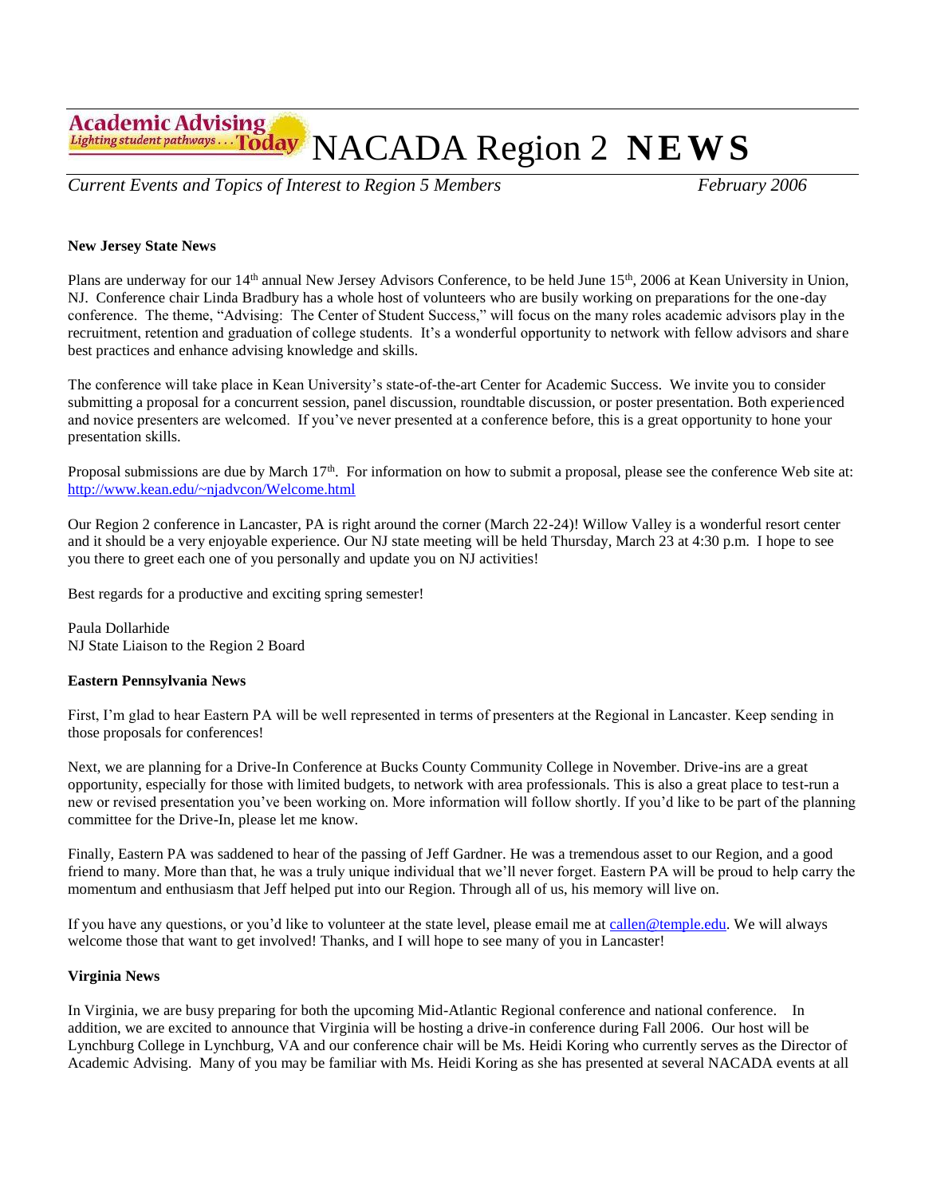# Academic Advising Today — NACADA Region 2 NEWS

*Current Events and Topics of Interest to Region 5 Members* — *February 2006*

**New Jersey State News**

Plans are underway for our 14th annual New Jersey Advisors Conference, to be held June 15th, 2006 at Kean University in Union, NJ. Conference chair Linda Bradbury has a whole host of volunteers who are busily working on preparations for the one-day conference. The theme, "Advising: The Center of Student Success," will focus on the many roles academic advisors play in the recruitment, retention and graduation of college students. It's a wonderful opportunity to network with fellow advisors and share best practices and enhance advising knowledge and skills.

The conference will take place in Kean University's state-of-the-art Center for Academic Success. We invite you to consider submitting a proposal for a concurrent session, panel discussion, roundtable discussion, or poster presentation. Both experienced and novice presenters are welcomed. If you've never presented at a conference before, this is a great opportunity to hone your presentation skills.

Proposal submissions are due by March 17th. For information on how to submit a proposal, please see the conference Web site at: http://www.kean.edu/~njadvcon/Welcome.html

Our Region 2 conference in Lancaster, PA is right around the corner (March 22-24)! Willow Valley is a wonderful resort center and it should be a very enjoyable experience. Our NJ state meeting will be held Thursday, March 23 at 4:30 p.m. I hope to see you there to greet each one of you personally and update you on NJ activities!

Best regards for a productive and exciting spring semester!

Paula Dollarhide
NJ State Liaison to the Region 2 Board

**Eastern Pennsylvania News**

First, I'm glad to hear Eastern PA will be well represented in terms of presenters at the Regional in Lancaster. Keep sending in those proposals for conferences!

Next, we are planning for a Drive-In Conference at Bucks County Community College in November. Drive-ins are a great opportunity, especially for those with limited budgets, to network with area professionals. This is also a great place to test-run a new or revised presentation you've been working on. More information will follow shortly. If you'd like to be part of the planning committee for the Drive-In, please let me know.

Finally, Eastern PA was saddened to hear of the passing of Jeff Gardner. He was a tremendous asset to our Region, and a good friend to many. More than that, he was a truly unique individual that we'll never forget. Eastern PA will be proud to help carry the momentum and enthusiasm that Jeff helped put into our Region. Through all of us, his memory will live on.

If you have any questions, or you'd like to volunteer at the state level, please email me at callen@temple.edu. We will always welcome those that want to get involved! Thanks, and I will hope to see many of you in Lancaster!

**Virginia News**

In Virginia, we are busy preparing for both the upcoming Mid-Atlantic Regional conference and national conference. In addition, we are excited to announce that Virginia will be hosting a drive-in conference during Fall 2006. Our host will be Lynchburg College in Lynchburg, VA and our conference chair will be Ms. Heidi Koring who currently serves as the Director of Academic Advising. Many of you may be familiar with Ms. Heidi Koring as she has presented at several NACADA events at all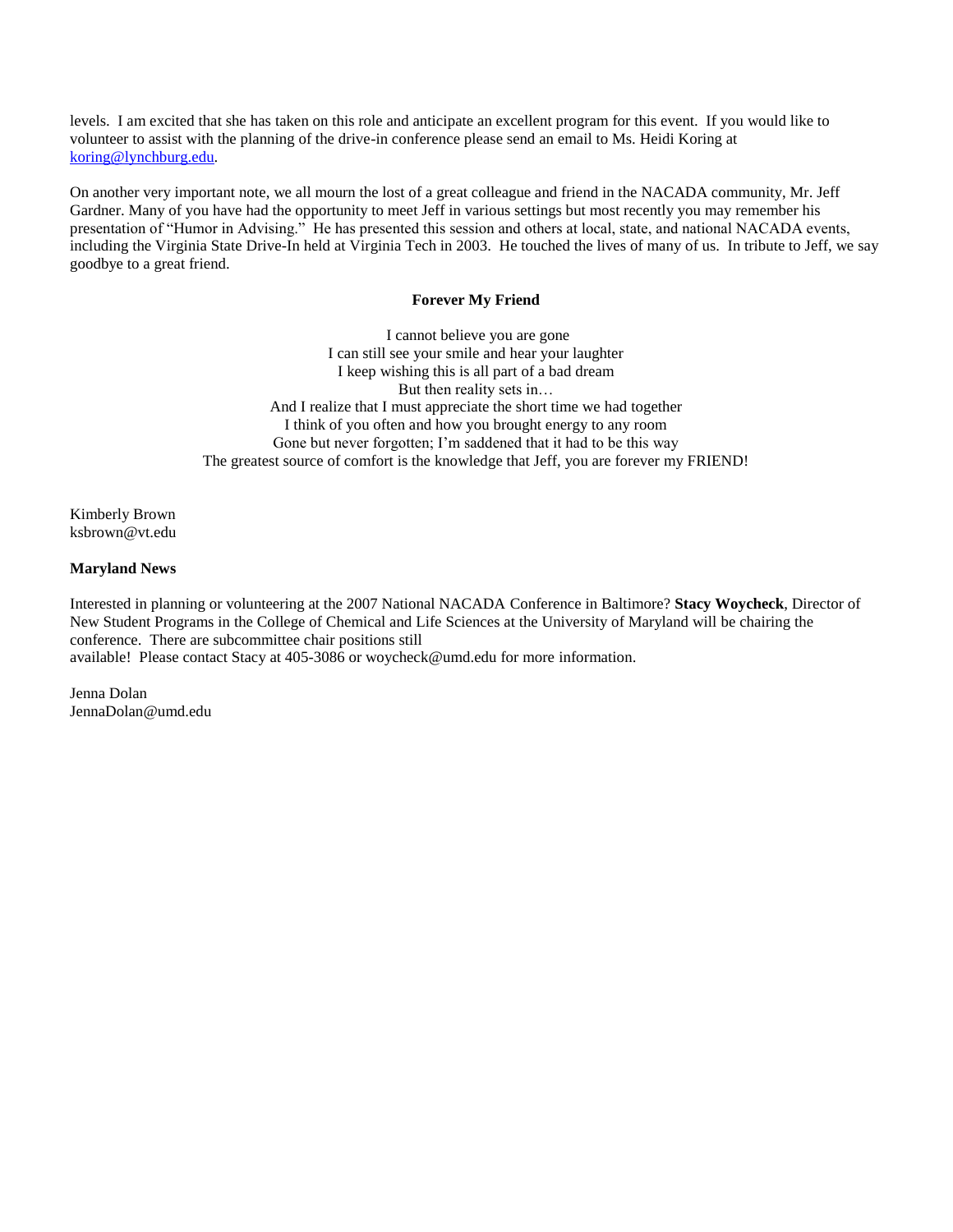levels. I am excited that she has taken on this role and anticipate an excellent program for this event. If you would like to volunteer to assist with the planning of the drive-in conference please send an email to Ms. Heidi Koring at [koring@lynchburg.edu](mailto:koring@lynchburg.edu).

On another very important note, we all mourn the lost of a great colleague and friend in the NACADA community, Mr. Jeff Gardner. Many of you have had the opportunity to meet Jeff in various settings but most recently you may remember his presentation of "Humor in Advising." He has presented this session and others at local, state, and national NACADA events, including the Virginia State Drive-In held at Virginia Tech in 2003. He touched the lives of many of us. In tribute to Jeff, we say goodbye to a great friend.

**Forever My Friend**

I cannot believe you are gone
I can still see your smile and hear your laughter
I keep wishing this is all part of a bad dream
But then reality sets in…
And I realize that I must appreciate the short time we had together
I think of you often and how you brought energy to any room
Gone but never forgotten; I'm saddened that it had to be this way
The greatest source of comfort is the knowledge that Jeff, you are forever my FRIEND!

Kimberly Brown
ksbrown@vt.edu

**Maryland News**

Interested in planning or volunteering at the 2007 National NACADA Conference in Baltimore? **Stacy Woycheck**, Director of New Student Programs in the College of Chemical and Life Sciences at the University of Maryland will be chairing the conference. There are subcommittee chair positions still available! Please contact Stacy at 405-3086 or woycheck@umd.edu for more information.

Jenna Dolan
JennaDolan@umd.edu